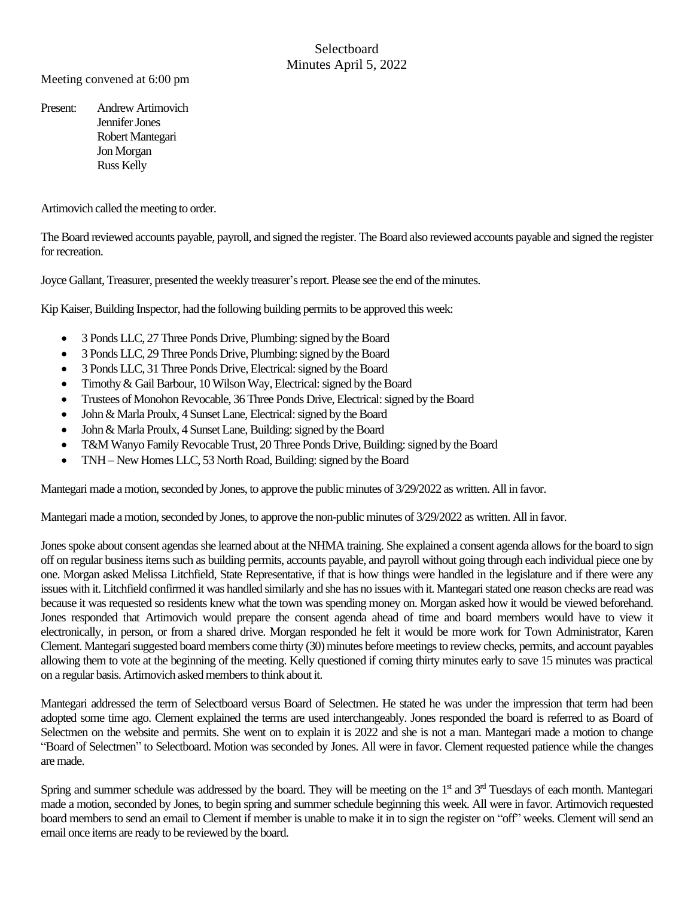# Selectboard
## Minutes April 5, 2022

Meeting convened at 6:00 pm

Present: Andrew Artimovich
Jennifer Jones
Robert Mantegari
Jon Morgan
Russ Kelly

Artimovich called the meeting to order.

The Board reviewed accounts payable, payroll, and signed the register. The Board also reviewed accounts payable and signed the register for recreation.

Joyce Gallant, Treasurer, presented the weekly treasurer's report. Please see the end of the minutes.

Kip Kaiser, Building Inspector, had the following building permits to be approved this week:

- 3 Ponds LLC, 27 Three Ponds Drive, Plumbing: signed by the Board
- 3 Ponds LLC, 29 Three Ponds Drive, Plumbing: signed by the Board
- 3 Ponds LLC, 31 Three Ponds Drive, Electrical: signed by the Board
- Timothy & Gail Barbour, 10 Wilson Way, Electrical: signed by the Board
- Trustees of Monohon Revocable, 36 Three Ponds Drive, Electrical: signed by the Board
- John & Marla Proulx, 4 Sunset Lane, Electrical: signed by the Board
- John & Marla Proulx, 4 Sunset Lane, Building: signed by the Board
- T&M Wanyo Family Revocable Trust, 20 Three Ponds Drive, Building: signed by the Board
- TNH – New Homes LLC, 53 North Road, Building: signed by the Board

Mantegari made a motion, seconded by Jones, to approve the public minutes of 3/29/2022 as written. All in favor.

Mantegari made a motion, seconded by Jones, to approve the non-public minutes of 3/29/2022 as written. All in favor.

Jones spoke about consent agendas she learned about at the NHMA training. She explained a consent agenda allows for the board to sign off on regular business items such as building permits, accounts payable, and payroll without going through each individual piece one by one. Morgan asked Melissa Litchfield, State Representative, if that is how things were handled in the legislature and if there were any issues with it. Litchfield confirmed it was handled similarly and she has no issues with it. Mantegari stated one reason checks are read was because it was requested so residents knew what the town was spending money on. Morgan asked how it would be viewed beforehand. Jones responded that Artimovich would prepare the consent agenda ahead of time and board members would have to view it electronically, in person, or from a shared drive. Morgan responded he felt it would be more work for Town Administrator, Karen Clement. Mantegari suggested board members come thirty (30) minutes before meetings to review checks, permits, and account payables allowing them to vote at the beginning of the meeting. Kelly questioned if coming thirty minutes early to save 15 minutes was practical on a regular basis. Artimovich asked members to think about it.

Mantegari addressed the term of Selectboard versus Board of Selectmen. He stated he was under the impression that term had been adopted some time ago. Clement explained the terms are used interchangeably. Jones responded the board is referred to as Board of Selectmen on the website and permits. She went on to explain it is 2022 and she is not a man. Mantegari made a motion to change "Board of Selectmen" to Selectboard. Motion was seconded by Jones. All were in favor. Clement requested patience while the changes are made.

Spring and summer schedule was addressed by the board. They will be meeting on the 1st and 3rd Tuesdays of each month. Mantegari made a motion, seconded by Jones, to begin spring and summer schedule beginning this week. All were in favor. Artimovich requested board members to send an email to Clement if member is unable to make it in to sign the register on "off" weeks. Clement will send an email once items are ready to be reviewed by the board.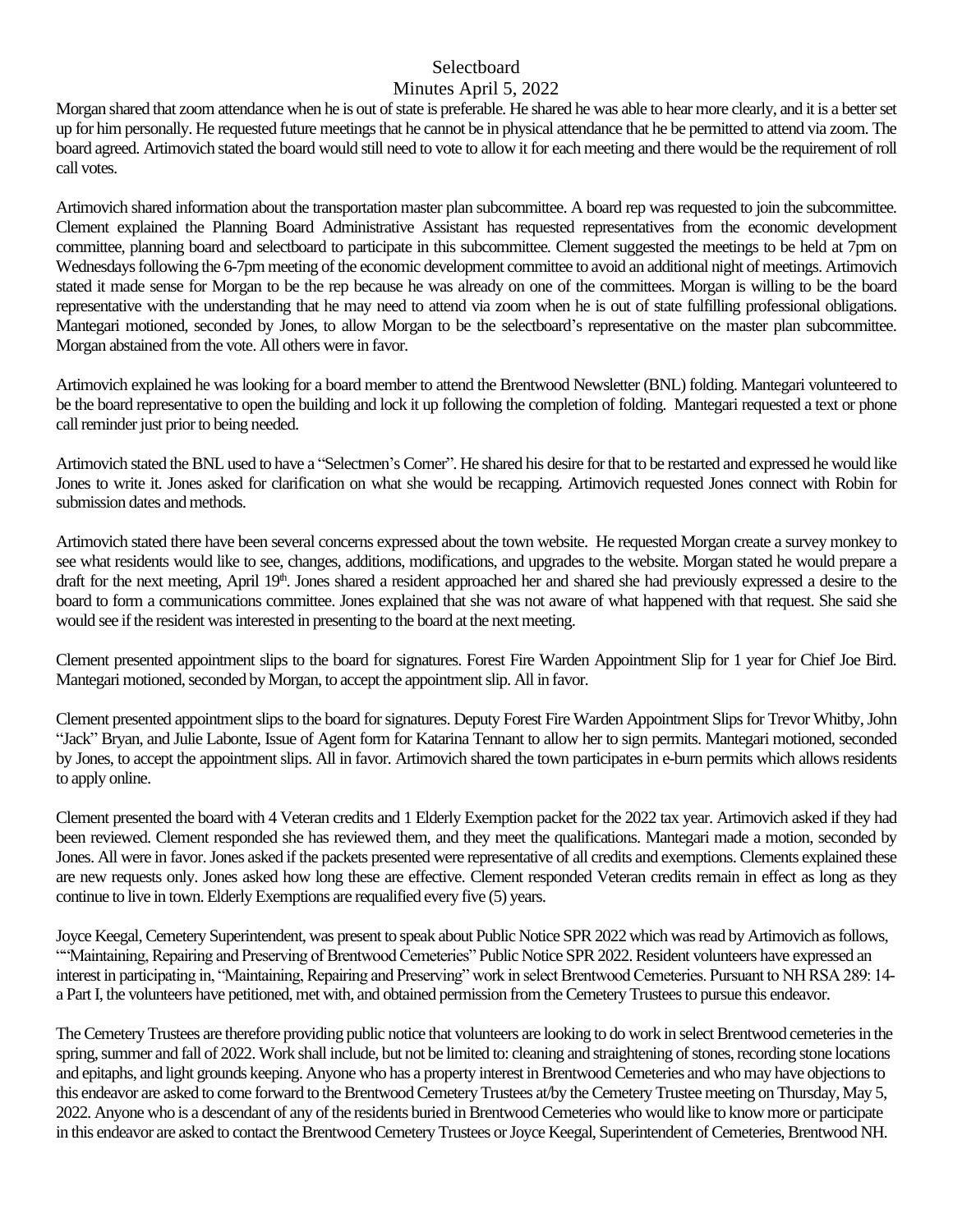Selectbaord

Minutes April 5, 2022

Morgan shared that zoom attendance when he is out of state is preferable. He shared he was able to hear more clearly, and it is a better set up for him personally. He requested future meetings that he cannot be in physical attendance that he be permitted to attend via zoom. The board agreed. Artimovich stated the board would still need to vote to allow it for each meeting and there would be the requirement of roll call votes.

Artimovich shared information about the transportation master plan subcommittee. A board rep was requested to join the subcommittee. Clement explained the Planning Board Administrative Assistant has requested representatives from the economic development committee, planning board and selectboard to participate in this subcommittee. Clement suggested the meetings to be held at 7pm on Wednesdays following the 6-7pm meeting of the economic development committee to avoid an additional night of meetings. Artimovich stated it made sense for Morgan to be the rep because he was already on one of the committees. Morgan is willing to be the board representative with the understanding that he may need to attend via zoom when he is out of state fulfilling professional obligations. Mantegari motioned, seconded by Jones, to allow Morgan to be the selectboard's representative on the master plan subcommittee. Morgan abstained from the vote. All others were in favor.

Artimovich explained he was looking for a board member to attend the Brentwood Newsletter (BNL) folding. Mantegari volunteered to be the board representative to open the building and lock it up following the completion of folding. Mantegari requested a text or phone call reminder just prior to being needed.

Artimovich stated the BNL used to have a "Selectmen's Corner". He shared his desire for that to be restarted and expressed he would like Jones to write it. Jones asked for clarification on what she would be recapping. Artimovich requested Jones connect with Robin for submission dates and methods.

Artimovich stated there have been several concerns expressed about the town website. He requested Morgan create a survey monkey to see what residents would like to see, changes, additions, modifications, and upgrades to the website. Morgan stated he would prepare a draft for the next meeting, April 19th. Jones shared a resident approached her and shared she had previously expressed a desire to the board to form a communications committee. Jones explained that she was not aware of what happened with that request. She said she would see if the resident was interested in presenting to the board at the next meeting.

Clement presented appointment slips to the board for signatures. Forest Fire Warden Appointment Slip for 1 year for Chief Joe Bird. Mantegari motioned, seconded by Morgan, to accept the appointment slip. All in favor.

Clement presented appointment slips to the board for signatures. Deputy Forest Fire Warden Appointment Slips for Trevor Whitby, John "Jack" Bryan, and Julie Labonte, Issue of Agent form for Katarina Tennant to allow her to sign permits. Mantegari motioned, seconded by Jones, to accept the appointment slips. All in favor. Artimovich shared the town participates in e-burn permits which allows residents to apply online.

Clement presented the board with 4 Veteran credits and 1 Elderly Exemption packet for the 2022 tax year. Artimovich asked if they had been reviewed. Clement responded she has reviewed them, and they meet the qualifications. Mantegari made a motion, seconded by Jones. All were in favor. Jones asked if the packets presented were representative of all credits and exemptions. Clements explained these are new requests only. Jones asked how long these are effective. Clement responded Veteran credits remain in effect as long as they continue to live in town. Elderly Exemptions are requalified every five (5) years.

Joyce Keegal, Cemetery Superintendent, was present to speak about Public Notice SPR 2022 which was read by Artimovich as follows, ""Maintaining, Repairing and Preserving of Brentwood Cemeteries" Public Notice SPR 2022. Resident volunteers have expressed an interest in participating in, "Maintaining, Repairing and Preserving" work in select Brentwood Cemeteries. Pursuant to NH RSA 289: 14-a Part I, the volunteers have petitioned, met with, and obtained permission from the Cemetery Trustees to pursue this endeavor.

The Cemetery Trustees are therefore providing public notice that volunteers are looking to do work in select Brentwood cemeteries in the spring, summer and fall of 2022. Work shall include, but not be limited to: cleaning and straightening of stones, recording stone locations and epitaphs, and light grounds keeping. Anyone who has a property interest in Brentwood Cemeteries and who may have objections to this endeavor are asked to come forward to the Brentwood Cemetery Trustees at/by the Cemetery Trustee meeting on Thursday, May 5, 2022. Anyone who is a descendant of any of the residents buried in Brentwood Cemeteries who would like to know more or participate in this endeavor are asked to contact the Brentwood Cemetery Trustees or Joyce Keegal, Superintendent of Cemeteries, Brentwood NH.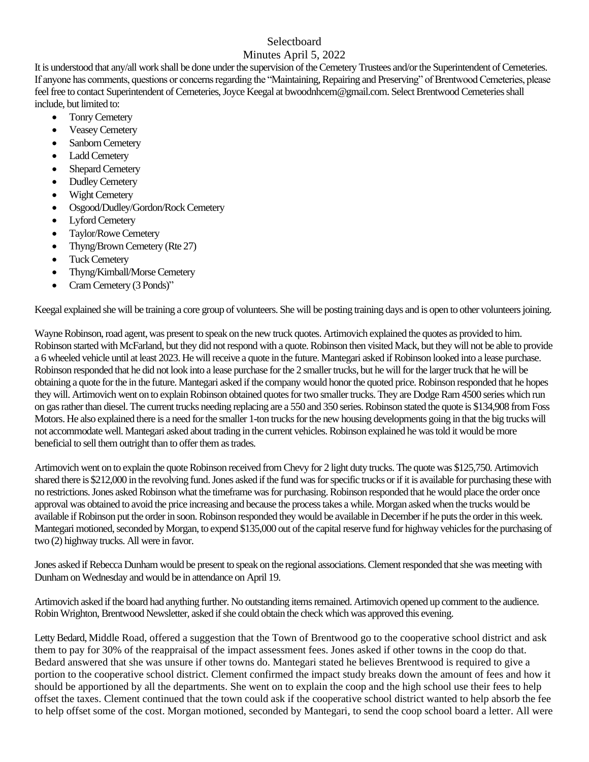Selectboard

Minutes April 5, 2022

It is understood that any/all work shall be done under the supervision of the Cemetery Trustees and/or the Superintendent of Cemeteries. If anyone has comments, questions or concerns regarding the "Maintaining, Repairing and Preserving" of Brentwood Cemeteries, please feel free to contact Superintendent of Cemeteries, Joyce Keegal at bwoodnhcem@gmail.com. Select Brentwood Cemeteries shall include, but limited to:

- Tonry Cemetery
- Veasey Cemetery
- Sanborn Cemetery
- Ladd Cemetery
- Shepard Cemetery
- Dudley Cemetery
- Wight Cemetery
- Osgood/Dudley/Gordon/Rock Cemetery
- Lyford Cemetery
- Taylor/Rowe Cemetery
- Thyng/Brown Cemetery (Rte 27)
- Tuck Cemetery
- Thyng/Kimball/Morse Cemetery
- Cram Cemetery (3 Ponds)"

Keegal explained she will be training a core group of volunteers. She will be posting training days and is open to other volunteers joining.

Wayne Robinson, road agent, was present to speak on the new truck quotes. Artimovich explained the quotes as provided to him. Robinson started with McFarland, but they did not respond with a quote. Robinson then visited Mack, but they will not be able to provide a 6 wheeled vehicle until at least 2023. He will receive a quote in the future. Mantegari asked if Robinson looked into a lease purchase. Robinson responded that he did not look into a lease purchase for the 2 smaller trucks, but he will for the larger truck that he will be obtaining a quote for the in the future. Mantegari asked if the company would honor the quoted price. Robinson responded that he hopes they will. Artimovich went on to explain Robinson obtained quotes for two smaller trucks. They are Dodge Ram 4500 series which run on gas rather than diesel. The current trucks needing replacing are a 550 and 350 series. Robinson stated the quote is $134,908 from Foss Motors. He also explained there is a need for the smaller 1-ton trucks for the new housing developments going in that the big trucks will not accommodate well. Mantegari asked about trading in the current vehicles. Robinson explained he was told it would be more beneficial to sell them outright than to offer them as trades.

Artimovich went on to explain the quote Robinson received from Chevy for 2 light duty trucks. The quote was $125,750. Artimovich shared there is $212,000 in the revolving fund. Jones asked if the fund was for specific trucks or if it is available for purchasing these with no restrictions. Jones asked Robinson what the timeframe was for purchasing. Robinson responded that he would place the order once approval was obtained to avoid the price increasing and because the process takes a while. Morgan asked when the trucks would be available if Robinson put the order in soon. Robinson responded they would be available in December if he puts the order in this week. Mantegari motioned, seconded by Morgan, to expend $135,000 out of the capital reserve fund for highway vehicles for the purchasing of two (2) highway trucks. All were in favor.

Jones asked if Rebecca Dunham would be present to speak on the regional associations. Clement responded that she was meeting with Dunham on Wednesday and would be in attendance on April 19.

Artimovich asked if the board had anything further. No outstanding items remained. Artimovich opened up comment to the audience. Robin Wrighton, Brentwood Newsletter, asked if she could obtain the check which was approved this evening.

Letty Bedard, Middle Road, offered a suggestion that the Town of Brentwood go to the cooperative school district and ask them to pay for 30% of the reappraisal of the impact assessment fees. Jones asked if other towns in the coop do that. Bedard answered that she was unsure if other towns do. Mantegari stated he believes Brentwood is required to give a portion to the cooperative school district. Clement confirmed the impact study breaks down the amount of fees and how it should be apportioned by all the departments. She went on to explain the coop and the high school use their fees to help offset the taxes. Clement continued that the town could ask if the cooperative school district wanted to help absorb the fee to help offset some of the cost. Morgan motioned, seconded by Mantegari, to send the coop school board a letter. All were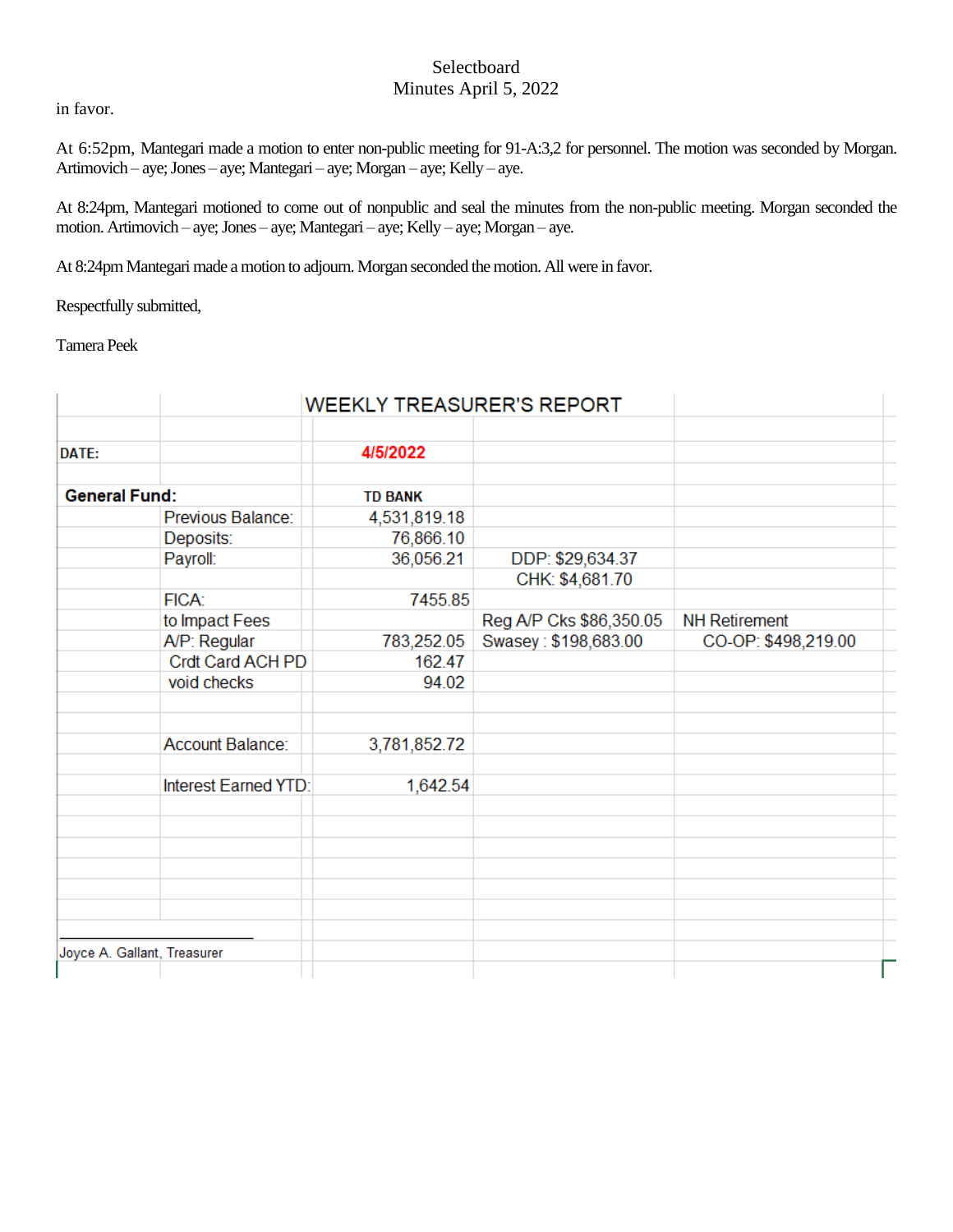in favor.

At 6:52pm, Mantegari made a motion to enter non-public meeting for 91-A:3,2 for personnel. The motion was seconded by Morgan. Artimovich – aye; Jones – aye; Mantegari – aye; Morgan – aye; Kelly – aye.

At 8:24pm, Mantegari motioned to come out of nonpublic and seal the minutes from the non-public meeting. Morgan seconded the motion. Artimovich – aye; Jones – aye; Mantegari – aye; Kelly – aye; Morgan – aye.

At 8:24pm Mantegari made a motion to adjourn. Morgan seconded the motion. All were in favor.

Respectfully submitted,

Tamera Peek

## WEEKLY TREASURER'S REPORT

| | | | | |
|---|---|---|---|---|
| **DATE:** | | **4/5/2022** | | |
| **General Fund:** | | **TD BANK** | | |
| | Previous Balance: | 4,531,819.18 | | |
| | Deposits: | 76,866.10 | | |
| | Payroll: | 36,056.21 | DDP: $29,634.37 | |
| | | | CHK: $4,681.70 | |
| | FICA: | 7455.85 | | |
| | to Impact Fees | | Reg A/P Cks $86,350.05 | NH Retirement |
| | A/P: Regular | 783,252.05 | Swasey : $198,683.00 | CO-OP: $498,219.00 |
| | Crdt Card ACH PD | 162.47 | | |
| | void checks | 94.02 | | |
| | Account Balance: | 3,781,852.72 | | |
| | Interest Earned YTD: | 1,642.54 | | |

Joyce A. Gallant, Treasurer